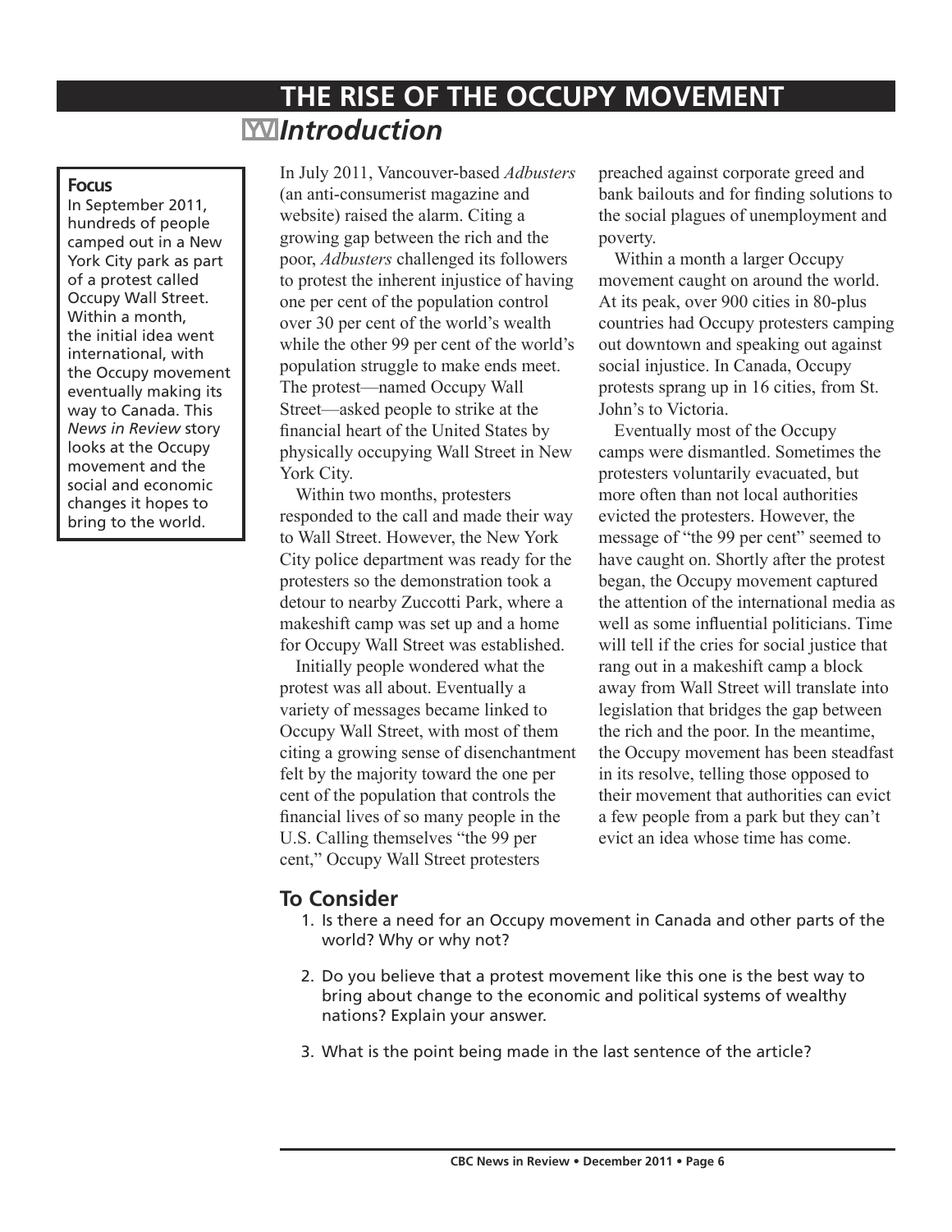# THE RISE OF THE OCCUPY MOVEMENT

## *Introduction*

**Focus**

In September 2011, hundreds of people camped out in a New York City park as part of a protest called Occupy Wall Street. Within a month, the initial idea went international, with the Occupy movement eventually making its way to Canada. This *News in Review* story looks at the Occupy movement and the social and economic changes it hopes to bring to the world.

In July 2011, Vancouver-based *Adbusters* (an anti-consumerist magazine and website) raised the alarm. Citing a growing gap between the rich and the poor, *Adbusters* challenged its followers to protest the inherent injustice of having one per cent of the population control over 30 per cent of the world's wealth while the other 99 per cent of the world's population struggle to make ends meet. The protest—named Occupy Wall Street—asked people to strike at the financial heart of the United States by physically occupying Wall Street in New York City.

Within two months, protesters responded to the call and made their way to Wall Street. However, the New York City police department was ready for the protesters so the demonstration took a detour to nearby Zuccotti Park, where a makeshift camp was set up and a home for Occupy Wall Street was established.

Initially people wondered what the protest was all about. Eventually a variety of messages became linked to Occupy Wall Street, with most of them citing a growing sense of disenchantment felt by the majority toward the one per cent of the population that controls the financial lives of so many people in the U.S. Calling themselves "the 99 per cent," Occupy Wall Street protesters preached against corporate greed and bank bailouts and for finding solutions to the social plagues of unemployment and poverty.

Within a month a larger Occupy movement caught on around the world. At its peak, over 900 cities in 80-plus countries had Occupy protesters camping out downtown and speaking out against social injustice. In Canada, Occupy protests sprang up in 16 cities, from St. John's to Victoria.

Eventually most of the Occupy camps were dismantled. Sometimes the protesters voluntarily evacuated, but more often than not local authorities evicted the protesters. However, the message of "the 99 per cent" seemed to have caught on. Shortly after the protest began, the Occupy movement captured the attention of the international media as well as some influential politicians. Time will tell if the cries for social justice that rang out in a makeshift camp a block away from Wall Street will translate into legislation that bridges the gap between the rich and the poor. In the meantime, the Occupy movement has been steadfast in its resolve, telling those opposed to their movement that authorities can evict a few people from a park but they can't evict an idea whose time has come.

## To Consider

1. Is there a need for an Occupy movement in Canada and other parts of the world? Why or why not?
2. Do you believe that a protest movement like this one is the best way to bring about change to the economic and political systems of wealthy nations? Explain your answer.
3. What is the point being made in the last sentence of the article?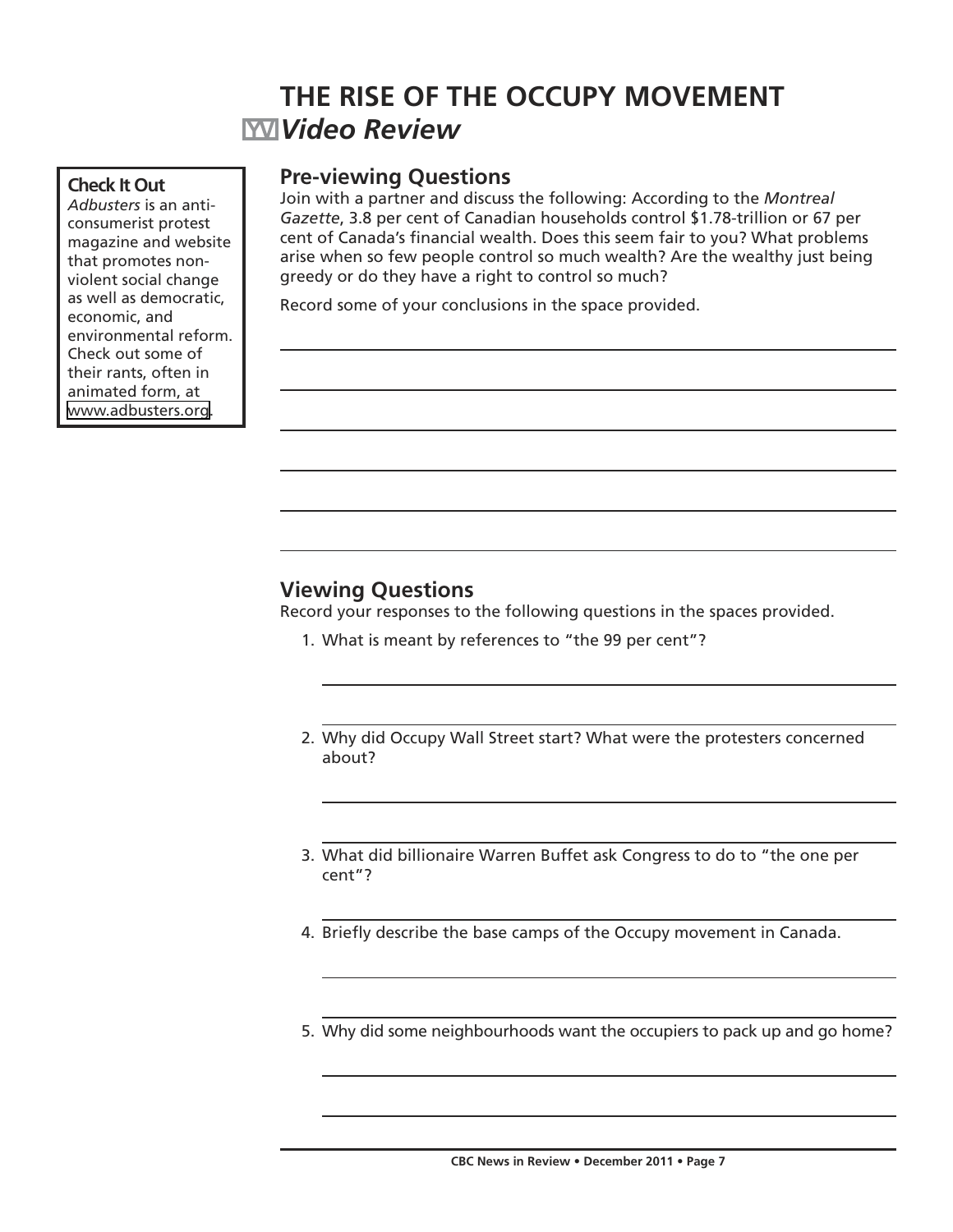# THE RISE OF THE OCCUPY MOVEMENT

## *Video Review*

**Check It Out**

*Adbusters* is an anti-consumerist protest magazine and website that promotes non-violent social change as well as democratic, economic, and environmental reform. Check out some of their rants, often in animated form, at www.adbusters.org.

### Pre-viewing Questions

Join with a partner and discuss the following: According to the *Montreal Gazette*, 3.8 per cent of Canadian households control $1.78-trillion or 67 per cent of Canada's financial wealth. Does this seem fair to you? What problems arise when so few people control so much wealth? Are the wealthy just being greedy or do they have a right to control so much?

Record some of your conclusions in the space provided.

### Viewing Questions

Record your responses to the following questions in the spaces provided.

1. What is meant by references to "the 99 per cent"?

2. Why did Occupy Wall Street start? What were the protesters concerned about?

3. What did billionaire Warren Buffet ask Congress to do to "the one per cent"?

4. Briefly describe the base camps of the Occupy movement in Canada.

5. Why did some neighbourhoods want the occupiers to pack up and go home?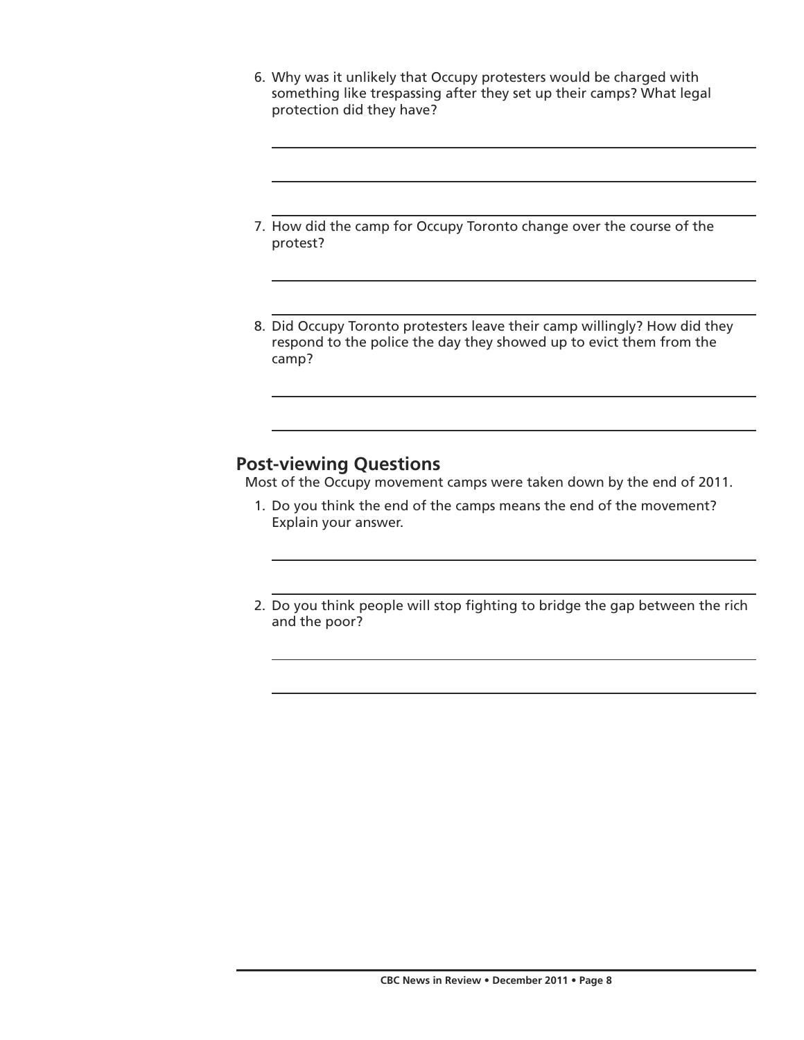6. Why was it unlikely that Occupy protesters would be charged with something like trespassing after they set up their camps? What legal protection did they have?

7. How did the camp for Occupy Toronto change over the course of the protest?

8. Did Occupy Toronto protesters leave their camp willingly? How did they respond to the police the day they showed up to evict them from the camp?

## Post-viewing Questions

Most of the Occupy movement camps were taken down by the end of 2011.

1. Do you think the end of the camps means the end of the movement? Explain your answer.

2. Do you think people will stop fighting to bridge the gap between the rich and the poor?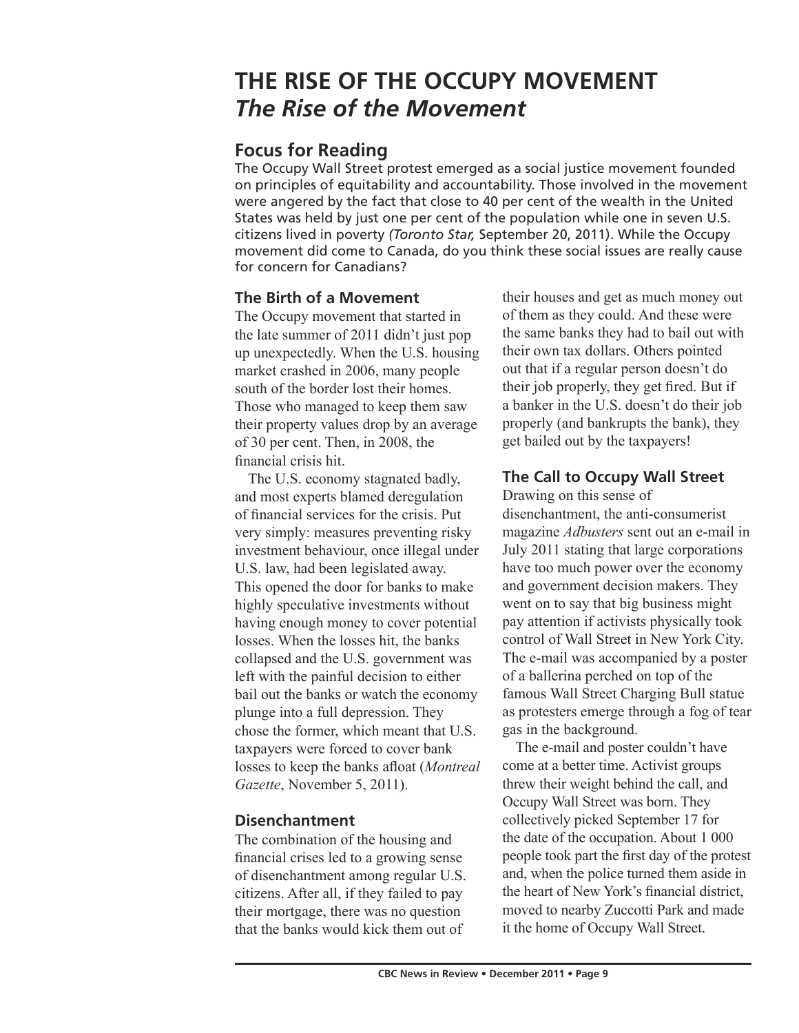# THE RISE OF THE OCCUPY MOVEMENT
## *The Rise of the Movement*

### Focus for Reading

The Occupy Wall Street protest emerged as a social justice movement founded on principles of equitability and accountability. Those involved in the movement were angered by the fact that close to 40 per cent of the wealth in the United States was held by just one per cent of the population while one in seven U.S. citizens lived in poverty *(Toronto Star,* September 20, 2011). While the Occupy movement did come to Canada, do you think these social issues are really cause for concern for Canadians?

### The Birth of a Movement

The Occupy movement that started in the late summer of 2011 didn't just pop up unexpectedly. When the U.S. housing market crashed in 2006, many people south of the border lost their homes. Those who managed to keep them saw their property values drop by an average of 30 per cent. Then, in 2008, the financial crisis hit.

The U.S. economy stagnated badly, and most experts blamed deregulation of financial services for the crisis. Put very simply: measures preventing risky investment behaviour, once illegal under U.S. law, had been legislated away. This opened the door for banks to make highly speculative investments without having enough money to cover potential losses. When the losses hit, the banks collapsed and the U.S. government was left with the painful decision to either bail out the banks or watch the economy plunge into a full depression. They chose the former, which meant that U.S. taxpayers were forced to cover bank losses to keep the banks afloat (*Montreal Gazette*, November 5, 2011).

### Disenchantment

The combination of the housing and financial crises led to a growing sense of disenchantment among regular U.S. citizens. After all, if they failed to pay their mortgage, there was no question that the banks would kick them out of their houses and get as much money out of them as they could. And these were the same banks they had to bail out with their own tax dollars. Others pointed out that if a regular person doesn't do their job properly, they get fired. But if a banker in the U.S. doesn't do their job properly (and bankrupts the bank), they get bailed out by the taxpayers!

### The Call to Occupy Wall Street

Drawing on this sense of disenchantment, the anti-consumerist magazine *Adbusters* sent out an e-mail in July 2011 stating that large corporations have too much power over the economy and government decision makers. They went on to say that big business might pay attention if activists physically took control of Wall Street in New York City. The e-mail was accompanied by a poster of a ballerina perched on top of the famous Wall Street Charging Bull statue as protesters emerge through a fog of tear gas in the background.

The e-mail and poster couldn't have come at a better time. Activist groups threw their weight behind the call, and Occupy Wall Street was born. They collectively picked September 17 for the date of the occupation. About 1 000 people took part the first day of the protest and, when the police turned them aside in the heart of New York's financial district, moved to nearby Zuccotti Park and made it the home of Occupy Wall Street.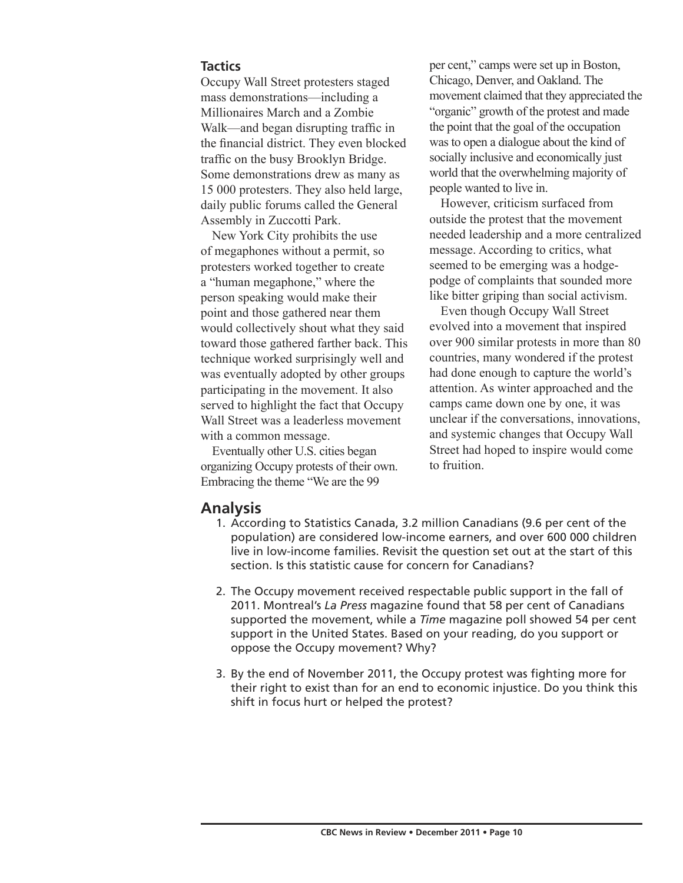### Tactics

Occupy Wall Street protesters staged mass demonstrations—including a Millionaires March and a Zombie Walk—and began disrupting traffic in the financial district. They even blocked traffic on the busy Brooklyn Bridge. Some demonstrations drew as many as 15 000 protesters. They also held large, daily public forums called the General Assembly in Zuccotti Park.

New York City prohibits the use of megaphones without a permit, so protesters worked together to create a "human megaphone," where the person speaking would make their point and those gathered near them would collectively shout what they said toward those gathered farther back. This technique worked surprisingly well and was eventually adopted by other groups participating in the movement. It also served to highlight the fact that Occupy Wall Street was a leaderless movement with a common message.

Eventually other U.S. cities began organizing Occupy protests of their own. Embracing the theme "We are the 99 per cent," camps were set up in Boston, Chicago, Denver, and Oakland. The movement claimed that they appreciated the "organic" growth of the protest and made the point that the goal of the occupation was to open a dialogue about the kind of socially inclusive and economically just world that the overwhelming majority of people wanted to live in.

However, criticism surfaced from outside the protest that the movement needed leadership and a more centralized message. According to critics, what seemed to be emerging was a hodge-podge of complaints that sounded more like bitter griping than social activism.

Even though Occupy Wall Street evolved into a movement that inspired over 900 similar protests in more than 80 countries, many wondered if the protest had done enough to capture the world's attention. As winter approached and the camps came down one by one, it was unclear if the conversations, innovations, and systemic changes that Occupy Wall Street had hoped to inspire would come to fruition.

## Analysis

1. According to Statistics Canada, 3.2 million Canadians (9.6 per cent of the population) are considered low-income earners, and over 600 000 children live in low-income families. Revisit the question set out at the start of this section. Is this statistic cause for concern for Canadians?

2. The Occupy movement received respectable public support in the fall of 2011. Montreal's *La Press* magazine found that 58 per cent of Canadians supported the movement, while a *Time* magazine poll showed 54 per cent support in the United States. Based on your reading, do you support or oppose the Occupy movement? Why?

3. By the end of November 2011, the Occupy protest was fighting more for their right to exist than for an end to economic injustice. Do you think this shift in focus hurt or helped the protest?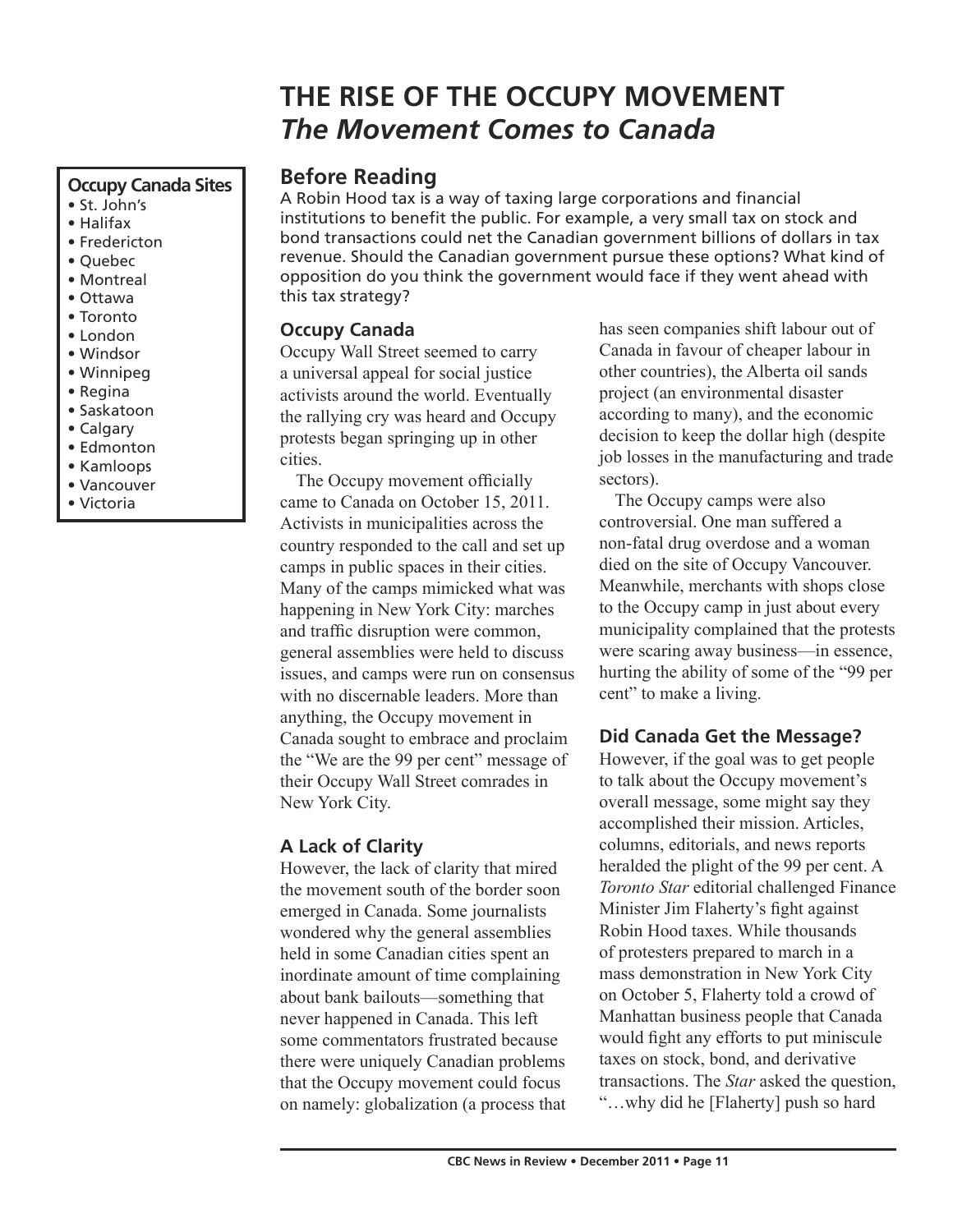# THE RISE OF THE OCCUPY MOVEMENT
## *The Movement Comes to Canada*

**Occupy Canada Sites**

- St. John's
- Halifax
- Fredericton
- Quebec
- Montreal
- Ottawa
- Toronto
- London
- Windsor
- Winnipeg
- Regina
- Saskatoon
- Calgary
- Edmonton
- Kamloops
- Vancouver
- Victoria

## Before Reading

A Robin Hood tax is a way of taxing large corporations and financial institutions to benefit the public. For example, a very small tax on stock and bond transactions could net the Canadian government billions of dollars in tax revenue. Should the Canadian government pursue these options? What kind of opposition do you think the government would face if they went ahead with this tax strategy?

### Occupy Canada

Occupy Wall Street seemed to carry a universal appeal for social justice activists around the world. Eventually the rallying cry was heard and Occupy protests began springing up in other cities.

The Occupy movement officially came to Canada on October 15, 2011. Activists in municipalities across the country responded to the call and set up camps in public spaces in their cities. Many of the camps mimicked what was happening in New York City: marches and traffic disruption were common, general assemblies were held to discuss issues, and camps were run on consensus with no discernable leaders. More than anything, the Occupy movement in Canada sought to embrace and proclaim the "We are the 99 per cent" message of their Occupy Wall Street comrades in New York City.

### A Lack of Clarity

However, the lack of clarity that mired the movement south of the border soon emerged in Canada. Some journalists wondered why the general assemblies held in some Canadian cities spent an inordinate amount of time complaining about bank bailouts—something that never happened in Canada. This left some commentators frustrated because there were uniquely Canadian problems that the Occupy movement could focus on namely: globalization (a process that has seen companies shift labour out of Canada in favour of cheaper labour in other countries), the Alberta oil sands project (an environmental disaster according to many), and the economic decision to keep the dollar high (despite job losses in the manufacturing and trade sectors).

The Occupy camps were also controversial. One man suffered a non-fatal drug overdose and a woman died on the site of Occupy Vancouver. Meanwhile, merchants with shops close to the Occupy camp in just about every municipality complained that the protests were scaring away business—in essence, hurting the ability of some of the "99 per cent" to make a living.

### Did Canada Get the Message?

However, if the goal was to get people to talk about the Occupy movement's overall message, some might say they accomplished their mission. Articles, columns, editorials, and news reports heralded the plight of the 99 per cent. A *Toronto Star* editorial challenged Finance Minister Jim Flaherty's fight against Robin Hood taxes. While thousands of protesters prepared to march in a mass demonstration in New York City on October 5, Flaherty told a crowd of Manhattan business people that Canada would fight any efforts to put miniscule taxes on stock, bond, and derivative transactions. The *Star* asked the question, "…why did he [Flaherty] push so hard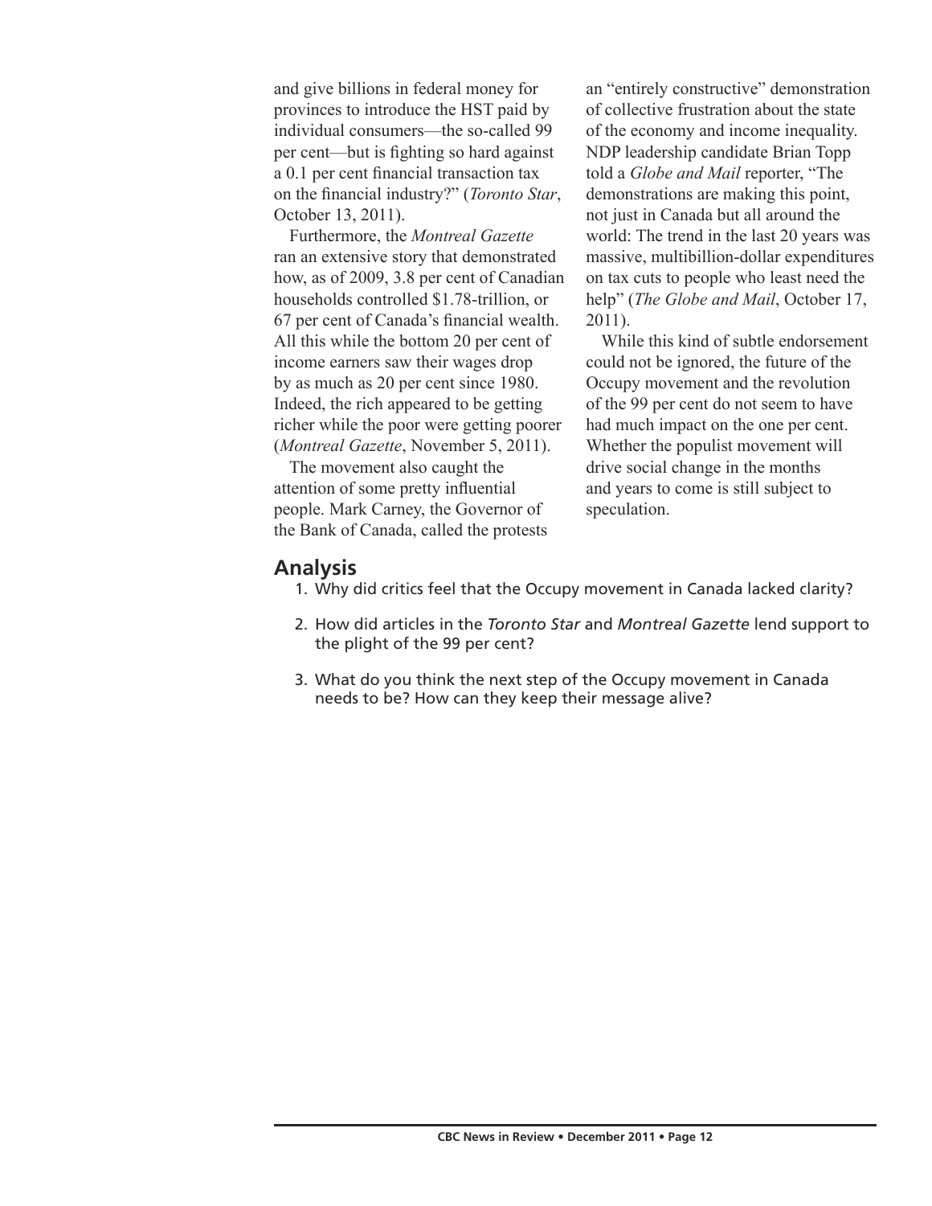and give billions in federal money for provinces to introduce the HST paid by individual consumers—the so-called 99 per cent—but is fighting so hard against a 0.1 per cent financial transaction tax on the financial industry?" (*Toronto Star*, October 13, 2011).

Furthermore, the *Montreal Gazette* ran an extensive story that demonstrated how, as of 2009, 3.8 per cent of Canadian households controlled $1.78-trillion, or 67 per cent of Canada's financial wealth. All this while the bottom 20 per cent of income earners saw their wages drop by as much as 20 per cent since 1980. Indeed, the rich appeared to be getting richer while the poor were getting poorer (*Montreal Gazette*, November 5, 2011).

The movement also caught the attention of some pretty influential people. Mark Carney, the Governor of the Bank of Canada, called the protests an "entirely constructive" demonstration of collective frustration about the state of the economy and income inequality. NDP leadership candidate Brian Topp told a *Globe and Mail* reporter, "The demonstrations are making this point, not just in Canada but all around the world: The trend in the last 20 years was massive, multibillion-dollar expenditures on tax cuts to people who least need the help" (*The Globe and Mail*, October 17, 2011).

While this kind of subtle endorsement could not be ignored, the future of the Occupy movement and the revolution of the 99 per cent do not seem to have had much impact on the one per cent. Whether the populist movement will drive social change in the months and years to come is still subject to speculation.

## Analysis

1. Why did critics feel that the Occupy movement in Canada lacked clarity?
2. How did articles in the *Toronto Star* and *Montreal Gazette* lend support to the plight of the 99 per cent?
3. What do you think the next step of the Occupy movement in Canada needs to be? How can they keep their message alive?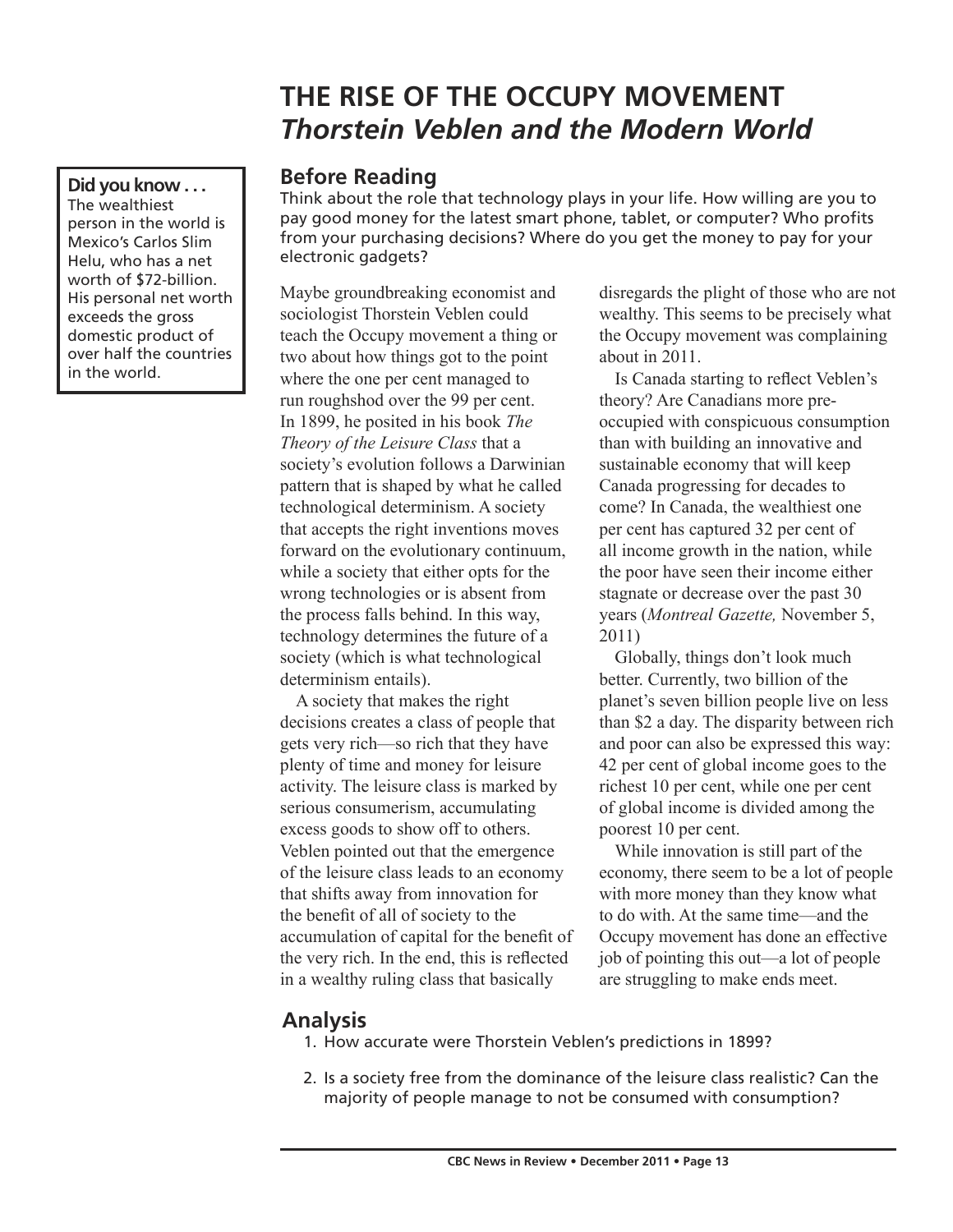# THE RISE OF THE OCCUPY MOVEMENT
## *Thorstein Veblen and the Modern World*

**Did you know . . .**
The wealthiest person in the world is Mexico's Carlos Slim Helu, who has a net worth of $72-billion. His personal net worth exceeds the gross domestic product of over half the countries in the world.

### Before Reading

Think about the role that technology plays in your life. How willing are you to pay good money for the latest smart phone, tablet, or computer? Who profits from your purchasing decisions? Where do you get the money to pay for your electronic gadgets?

Maybe groundbreaking economist and sociologist Thorstein Veblen could teach the Occupy movement a thing or two about how things got to the point where the one per cent managed to run roughshod over the 99 per cent. In 1899, he posited in his book *The Theory of the Leisure Class* that a society's evolution follows a Darwinian pattern that is shaped by what he called technological determinism. A society that accepts the right inventions moves forward on the evolutionary continuum, while a society that either opts for the wrong technologies or is absent from the process falls behind. In this way, technology determines the future of a society (which is what technological determinism entails).

A society that makes the right decisions creates a class of people that gets very rich—so rich that they have plenty of time and money for leisure activity. The leisure class is marked by serious consumerism, accumulating excess goods to show off to others. Veblen pointed out that the emergence of the leisure class leads to an economy that shifts away from innovation for the benefit of all of society to the accumulation of capital for the benefit of the very rich. In the end, this is reflected in a wealthy ruling class that basically disregards the plight of those who are not wealthy. This seems to be precisely what the Occupy movement was complaining about in 2011.

Is Canada starting to reflect Veblen's theory? Are Canadians more pre-occupied with conspicuous consumption than with building an innovative and sustainable economy that will keep Canada progressing for decades to come? In Canada, the wealthiest one per cent has captured 32 per cent of all income growth in the nation, while the poor have seen their income either stagnate or decrease over the past 30 years (*Montreal Gazette,* November 5, 2011)

Globally, things don't look much better. Currently, two billion of the planet's seven billion people live on less than $2 a day. The disparity between rich and poor can also be expressed this way: 42 per cent of global income goes to the richest 10 per cent, while one per cent of global income is divided among the poorest 10 per cent.

While innovation is still part of the economy, there seem to be a lot of people with more money than they know what to do with. At the same time—and the Occupy movement has done an effective job of pointing this out—a lot of people are struggling to make ends meet.

### Analysis

1. How accurate were Thorstein Veblen's predictions in 1899?
2. Is a society free from the dominance of the leisure class realistic? Can the majority of people manage to not be consumed with consumption?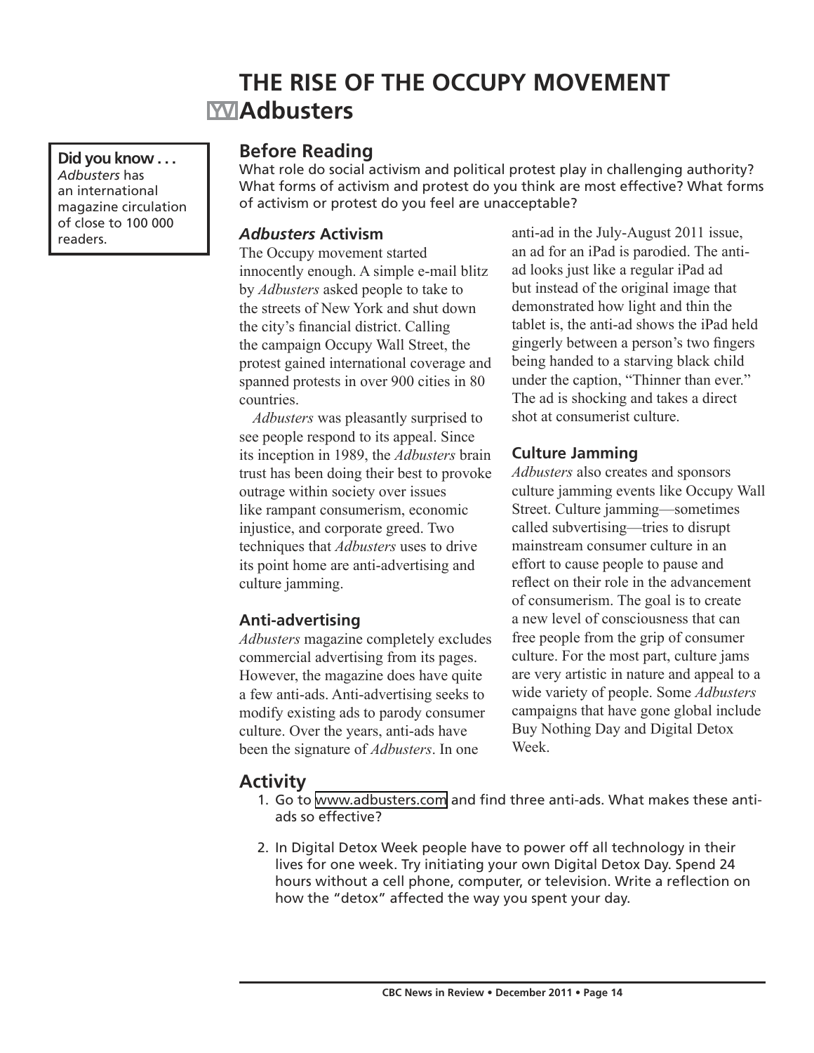# THE RISE OF THE OCCUPY MOVEMENT

## Adbusters

**Did you know . . .**
*Adbusters* has an international magazine circulation of close to 100 000 readers.

### Before Reading

What role do social activism and political protest play in challenging authority? What forms of activism and protest do you think are most effective? What forms of activism or protest do you feel are unacceptable?

### *Adbusters* Activism

The Occupy movement started innocently enough. A simple e-mail blitz by *Adbusters* asked people to take to the streets of New York and shut down the city's financial district. Calling the campaign Occupy Wall Street, the protest gained international coverage and spanned protests in over 900 cities in 80 countries.

*Adbusters* was pleasantly surprised to see people respond to its appeal. Since its inception in 1989, the *Adbusters* brain trust has been doing their best to provoke outrage within society over issues like rampant consumerism, economic injustice, and corporate greed. Two techniques that *Adbusters* uses to drive its point home are anti-advertising and culture jamming.

### Anti-advertising

*Adbusters* magazine completely excludes commercial advertising from its pages. However, the magazine does have quite a few anti-ads. Anti-advertising seeks to modify existing ads to parody consumer culture. Over the years, anti-ads have been the signature of *Adbusters*. In one anti-ad in the July-August 2011 issue, an ad for an iPad is parodied. The anti-ad looks just like a regular iPad ad but instead of the original image that demonstrated how light and thin the tablet is, the anti-ad shows the iPad held gingerly between a person's two fingers being handed to a starving black child under the caption, "Thinner than ever." The ad is shocking and takes a direct shot at consumerist culture.

### Culture Jamming

*Adbusters* also creates and sponsors culture jamming events like Occupy Wall Street. Culture jamming—sometimes called subvertising—tries to disrupt mainstream consumer culture in an effort to cause people to pause and reflect on their role in the advancement of consumerism. The goal is to create a new level of consciousness that can free people from the grip of consumer culture. For the most part, culture jams are very artistic in nature and appeal to a wide variety of people. Some *Adbusters* campaigns that have gone global include Buy Nothing Day and Digital Detox Week.

## Activity

1. Go to www.adbusters.com and find three anti-ads. What makes these anti-ads so effective?
2. In Digital Detox Week people have to power off all technology in their lives for one week. Try initiating your own Digital Detox Day. Spend 24 hours without a cell phone, computer, or television. Write a reflection on how the "detox" affected the way you spent your day.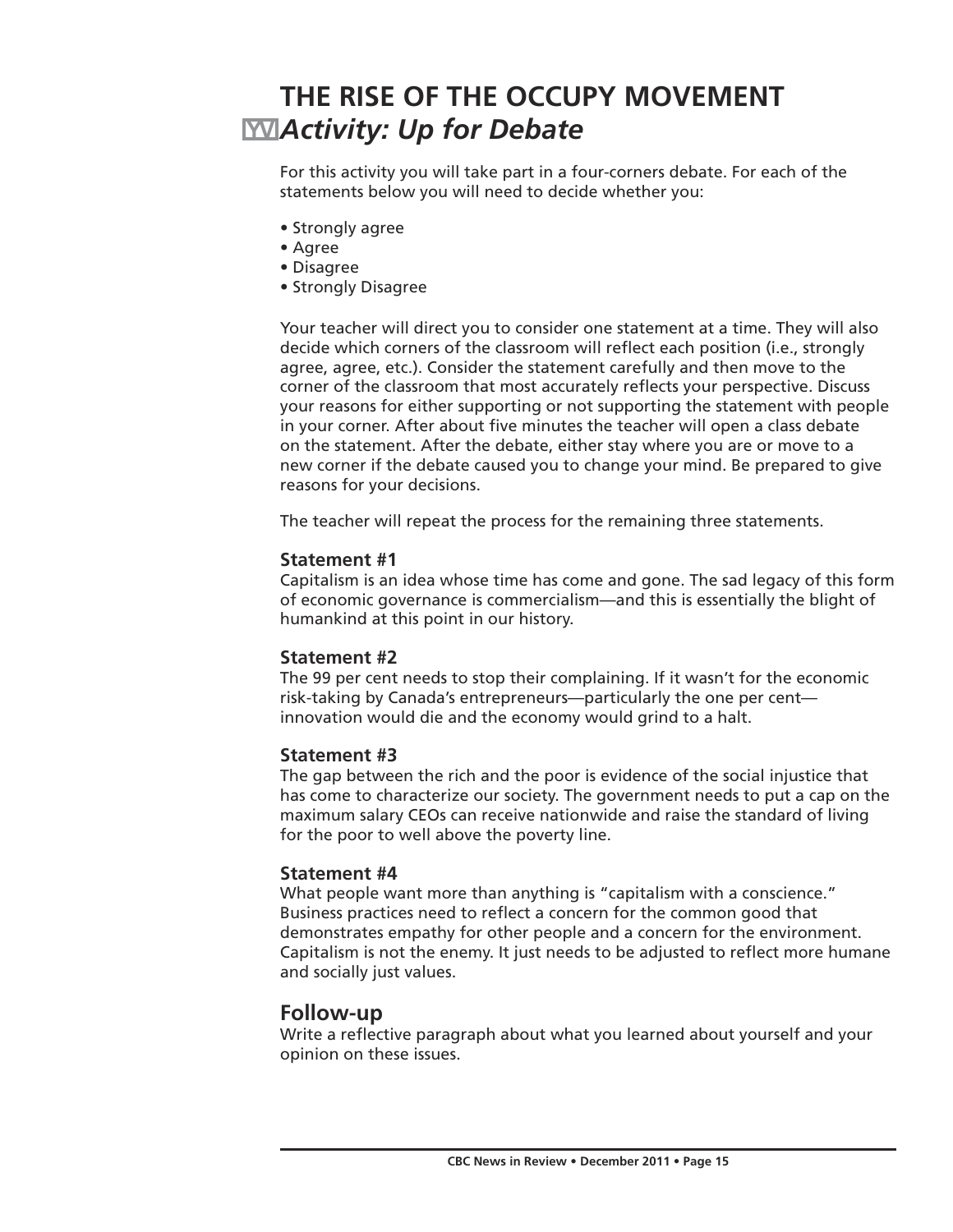# THE RISE OF THE OCCUPY MOVEMENT

## *Activity: Up for Debate*

For this activity you will take part in a four-corners debate. For each of the statements below you will need to decide whether you:

- Strongly agree
- Agree
- Disagree
- Strongly Disagree

Your teacher will direct you to consider one statement at a time. They will also decide which corners of the classroom will reflect each position (i.e., strongly agree, agree, etc.). Consider the statement carefully and then move to the corner of the classroom that most accurately reflects your perspective. Discuss your reasons for either supporting or not supporting the statement with people in your corner. After about five minutes the teacher will open a class debate on the statement. After the debate, either stay where you are or move to a new corner if the debate caused you to change your mind. Be prepared to give reasons for your decisions.

The teacher will repeat the process for the remaining three statements.

**Statement #1**
Capitalism is an idea whose time has come and gone. The sad legacy of this form of economic governance is commercialism—and this is essentially the blight of humankind at this point in our history.

**Statement #2**
The 99 per cent needs to stop their complaining. If it wasn't for the economic risk-taking by Canada's entrepreneurs—particularly the one per cent—innovation would die and the economy would grind to a halt.

**Statement #3**
The gap between the rich and the poor is evidence of the social injustice that has come to characterize our society. The government needs to put a cap on the maximum salary CEOs can receive nationwide and raise the standard of living for the poor to well above the poverty line.

**Statement #4**
What people want more than anything is "capitalism with a conscience." Business practices need to reflect a concern for the common good that demonstrates empathy for other people and a concern for the environment. Capitalism is not the enemy. It just needs to be adjusted to reflect more humane and socially just values.

## Follow-up

Write a reflective paragraph about what you learned about yourself and your opinion on these issues.